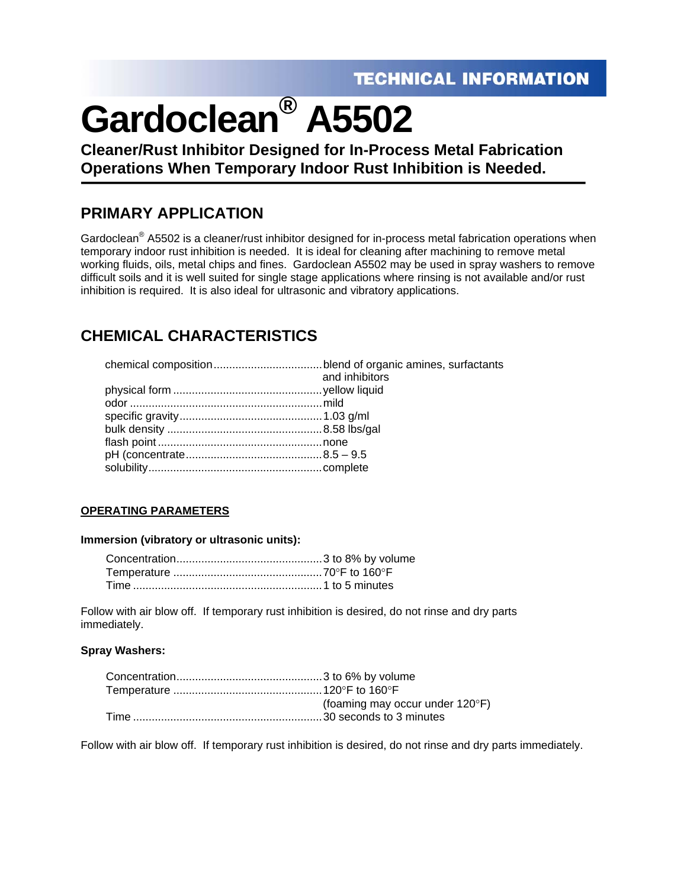TECHNICAL INFORMATION

# Gardoclean® A5502

**Cleaner/Rust Inhibitor Designed for In-Process Metal Fabrication Operations When Temporary Indoor Rust Inhibition is Needed.**

## PRIMARY APPLICATION

Gardoclean® A5502 is a cleaner/rust inhibitor designed for in-process metal fabrication operations when temporary indoor rust inhibition is needed. It is ideal for cleaning after machining to remove metal working fluids, oils, metal chips and fines. Gardoclean A5502 may be used in spray washers to remove difficult soils and it is well suited for single stage applications where rinsing is not available and/or rust inhibition is required. It is also ideal for ultrasonic and vibratory applications.

## CHEMICAL CHARACTERISTICS

| | |
|---|---|
| chemical composition | blend of organic amines, surfactants and inhibitors |
| physical form | yellow liquid |
| odor | mild |
| specific gravity | 1.03 g/ml |
| bulk density | 8.58 lbs/gal |
| flash point | none |
| pH (concentrate | 8.5 – 9.5 |
| solubility | complete |

### OPERATING PARAMETERS

**Immersion (vibratory or ultrasonic units):**

| | |
|---|---|
| Concentration | 3 to 8% by volume |
| Temperature | 70°F to 160°F |
| Time | 1 to 5 minutes |

Follow with air blow off. If temporary rust inhibition is desired, do not rinse and dry parts immediately.

**Spray Washers:**

| | |
|---|---|
| Concentration | 3 to 6% by volume |
| Temperature | 120°F to 160°F (foaming may occur under 120°F) |
| Time | 30 seconds to 3 minutes |

Follow with air blow off. If temporary rust inhibition is desired, do not rinse and dry parts immediately.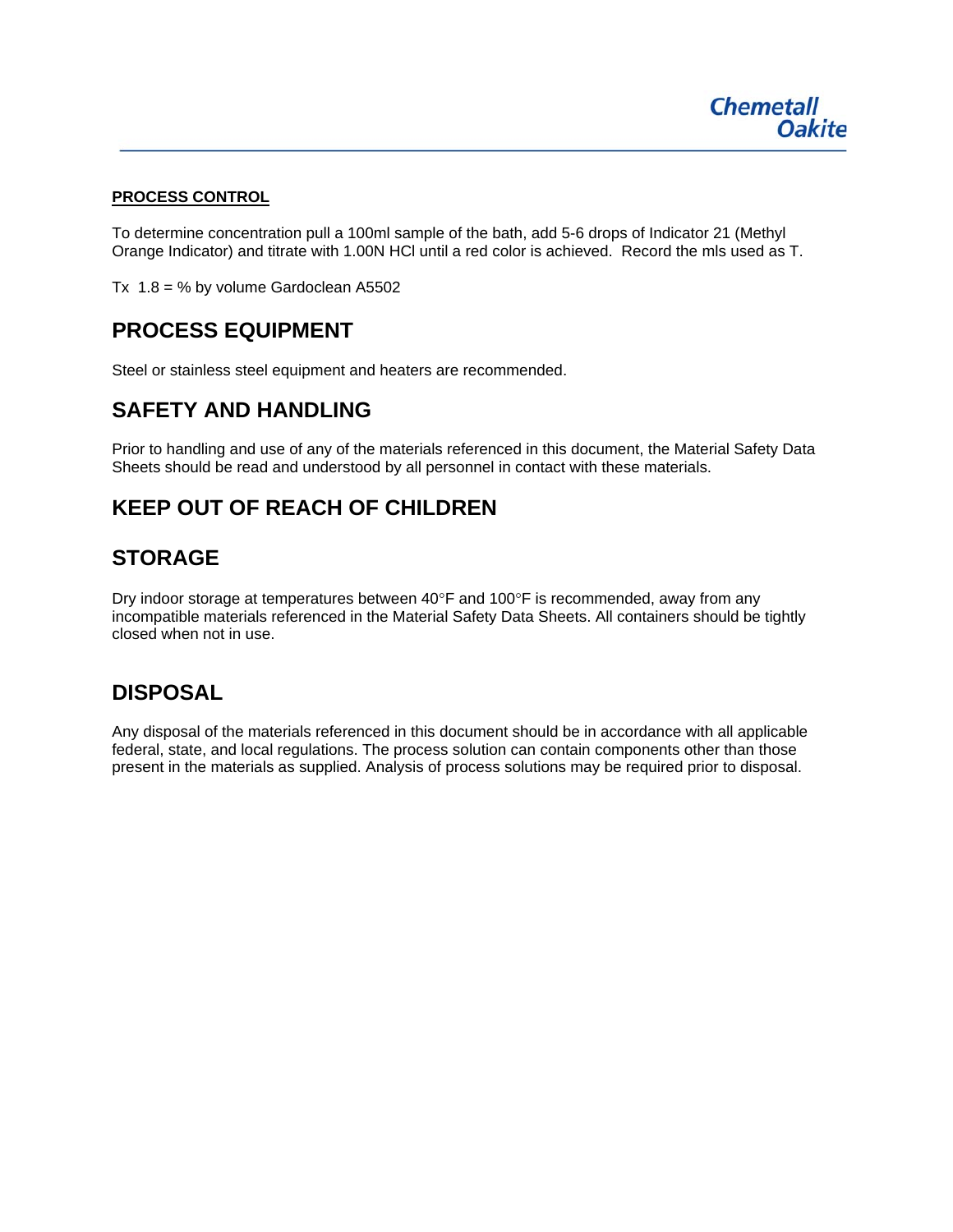**PROCESS CONTROL**

To determine concentration pull a 100ml sample of the bath, add 5-6 drops of Indicator 21 (Methyl Orange Indicator) and titrate with 1.00N HCl until a red color is achieved. Record the mls used as T.

$T \times 1.8$ = % by volume Gardoclean A5502

## PROCESS EQUIPMENT

Steel or stainless steel equipment and heaters are recommended.

## SAFETY AND HANDLING

Prior to handling and use of any of the materials referenced in this document, the Material Safety Data Sheets should be read and understood by all personnel in contact with these materials.

## KEEP OUT OF REACH OF CHILDREN

## STORAGE

Dry indoor storage at temperatures between 40°F and 100°F is recommended, away from any incompatible materials referenced in the Material Safety Data Sheets. All containers should be tightly closed when not in use.

## DISPOSAL

Any disposal of the materials referenced in this document should be in accordance with all applicable federal, state, and local regulations. The process solution can contain components other than those present in the materials as supplied. Analysis of process solutions may be required prior to disposal.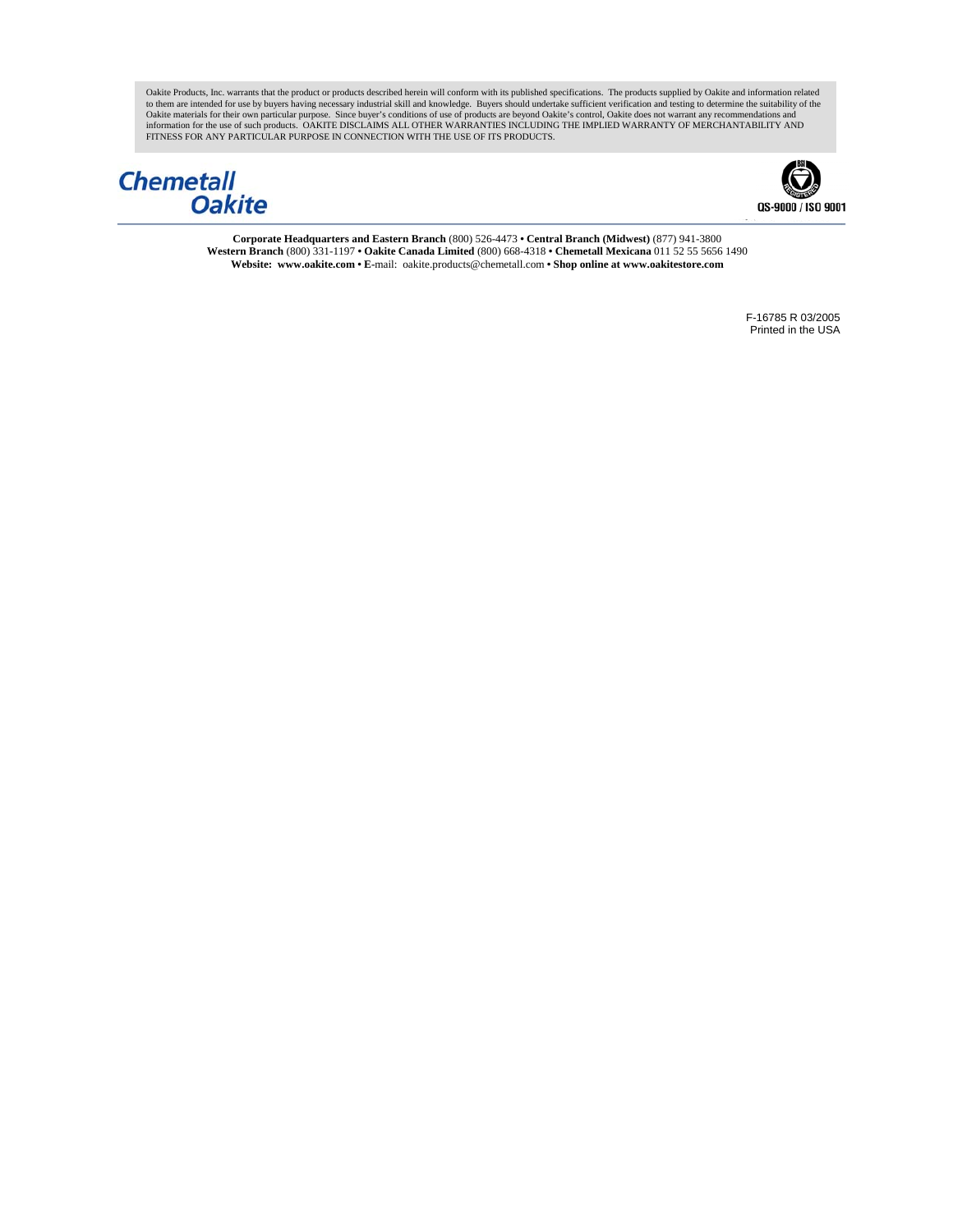Oakite Products, Inc. warrants that the product or products described herein will conform with its published specifications. The products supplied by Oakite and information related to them are intended for use by buyers having necessary industrial skill and knowledge. Buyers should undertake sufficient verification and testing to determine the suitability of the Oakite materials for their own particular purpose. Since buyer's conditions of use of products are beyond Oakite's control, Oakite does not warrant any recommendations and information for the use of such products. OAKITE DISCLAIMS ALL OTHER WARRANTIES INCLUDING THE IMPLIED WARRANTY OF MERCHANTABILITY AND FITNESS FOR ANY PARTICULAR PURPOSE IN CONNECTION WITH THE USE OF ITS PRODUCTS.

Chemetall Oakite

QS-9000 / ISO 9001

**Corporate Headquarters and Eastern Branch** (800) 526-4473 • **Central Branch (Midwest)** (877) 941-3800
**Western Branch** (800) 331-1197 • **Oakite Canada Limited** (800) 668-4318 • **Chemetall Mexicana** 011 52 55 5656 1490
**Website: www.oakite.com** • **E**-mail: oakite.products@chemetall.com • **Shop online at www.oakitestore.com**

F-16785 R 03/2005
Printed in the USA